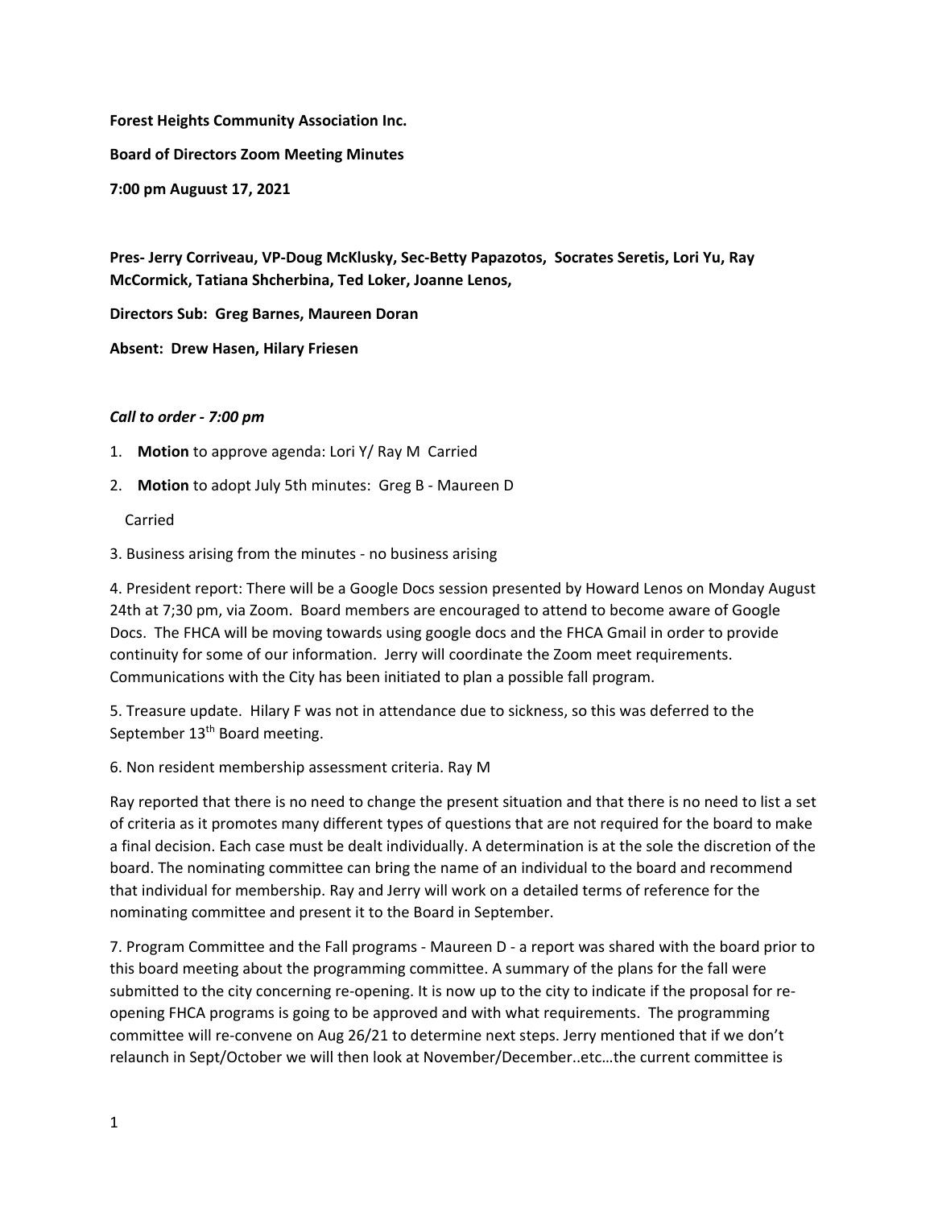**Forest Heights Community Association Inc.**

**Board of Directors Zoom Meeting Minutes**

**7:00 pm Auguust 17, 2021**

**Pres- Jerry Corriveau, VP-Doug McKlusky, Sec-Betty Papazotos, Socrates Seretis, Lori Yu, Ray McCormick, Tatiana Shcherbina, Ted Loker, Joanne Lenos,**

**Directors Sub: Greg Barnes, Maureen Doran**

**Absent: Drew Hasen, Hilary Friesen**

***Call to order - 7:00 pm***

1. **Motion** to approve agenda: Lori Y/ Ray M Carried
2. **Motion** to adopt July 5th minutes: Greg B - Maureen D

   Carried

3. Business arising from the minutes - no business arising

4. President report: There will be a Google Docs session presented by Howard Lenos on Monday August 24th at 7;30 pm, via Zoom. Board members are encouraged to attend to become aware of Google Docs. The FHCA will be moving towards using google docs and the FHCA Gmail in order to provide continuity for some of our information. Jerry will coordinate the Zoom meet requirements. Communications with the City has been initiated to plan a possible fall program.

5. Treasure update. Hilary F was not in attendance due to sickness, so this was deferred to the September 13th Board meeting.

6. Non resident membership assessment criteria. Ray M

Ray reported that there is no need to change the present situation and that there is no need to list a set of criteria as it promotes many different types of questions that are not required for the board to make a final decision. Each case must be dealt individually. A determination is at the sole the discretion of the board. The nominating committee can bring the name of an individual to the board and recommend that individual for membership. Ray and Jerry will work on a detailed terms of reference for the nominating committee and present it to the Board in September.

7. Program Committee and the Fall programs - Maureen D - a report was shared with the board prior to this board meeting about the programming committee. A summary of the plans for the fall were submitted to the city concerning re-opening. It is now up to the city to indicate if the proposal for re-opening FHCA programs is going to be approved and with what requirements. The programming committee will re-convene on Aug 26/21 to determine next steps. Jerry mentioned that if we don't relaunch in Sept/October we will then look at November/December..etc…the current committee is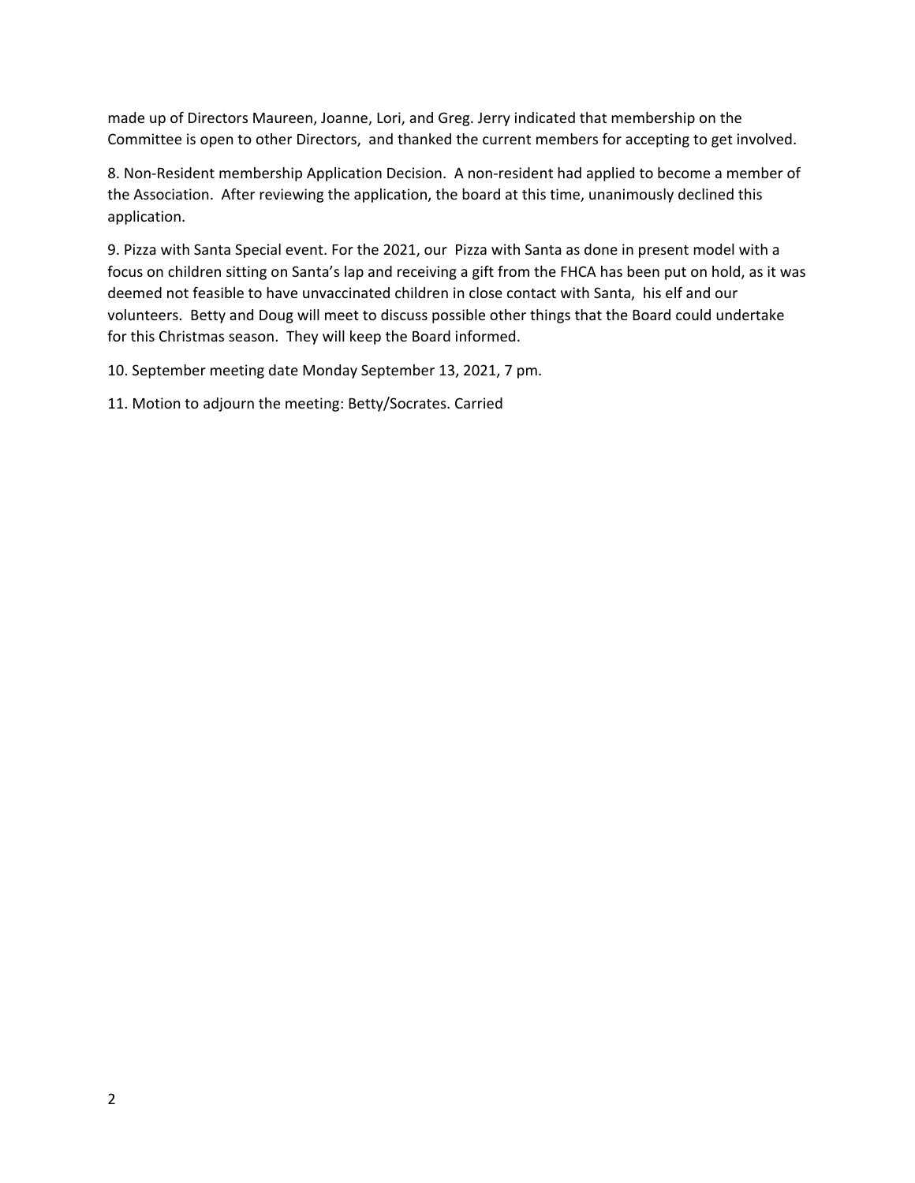made up of Directors Maureen, Joanne, Lori, and Greg. Jerry indicated that membership on the Committee is open to other Directors, and thanked the current members for accepting to get involved.

8. Non-Resident membership Application Decision. A non-resident had applied to become a member of the Association. After reviewing the application, the board at this time, unanimously declined this application.

9. Pizza with Santa Special event. For the 2021, our Pizza with Santa as done in present model with a focus on children sitting on Santa's lap and receiving a gift from the FHCA has been put on hold, as it was deemed not feasible to have unvaccinated children in close contact with Santa, his elf and our volunteers. Betty and Doug will meet to discuss possible other things that the Board could undertake for this Christmas season. They will keep the Board informed.

10. September meeting date Monday September 13, 2021, 7 pm.

11. Motion to adjourn the meeting: Betty/Socrates. Carried